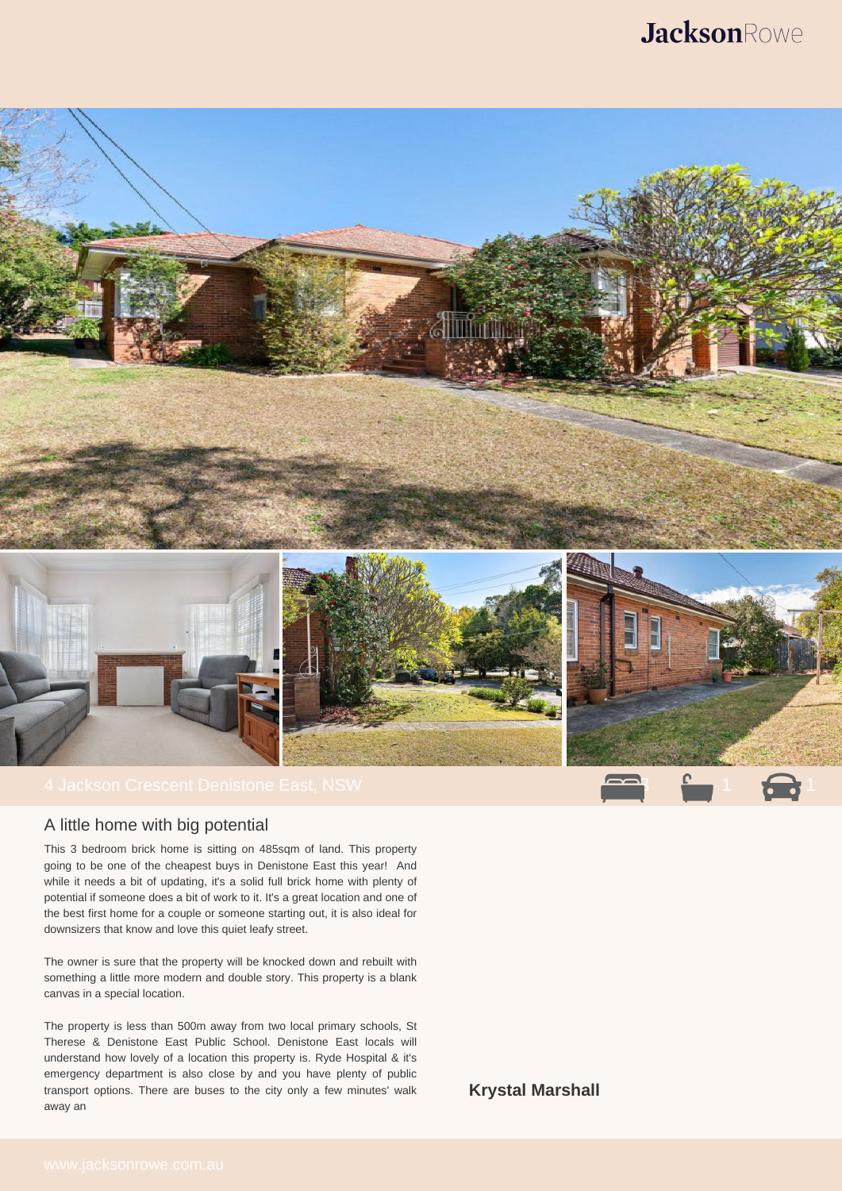JacksonRowe

4 Jackson Crescent Denistone East, NSW

3 1 1

## A little home with big potential

This 3 bedroom brick home is sitting on 485sqm of land. This property going to be one of the cheapest buys in Denistone East this year! And while it needs a bit of updating, it's a solid full brick home with plenty of potential if someone does a bit of work to it. It's a great location and one of the best first home for a couple or someone starting out, it is also ideal for downsizers that know and love this quiet leafy street.

The owner is sure that the property will be knocked down and rebuilt with something a little more modern and double story. This property is a blank canvas in a special location.

The property is less than 500m away from two local primary schools, St Therese & Denistone East Public School. Denistone East locals will understand how lovely of a location this property is. Ryde Hospital & it's emergency department is also close by and you have plenty of public transport options. There are buses to the city only a few minutes' walk away an

**Krystal Marshall**

www.jacksonrowe.com.au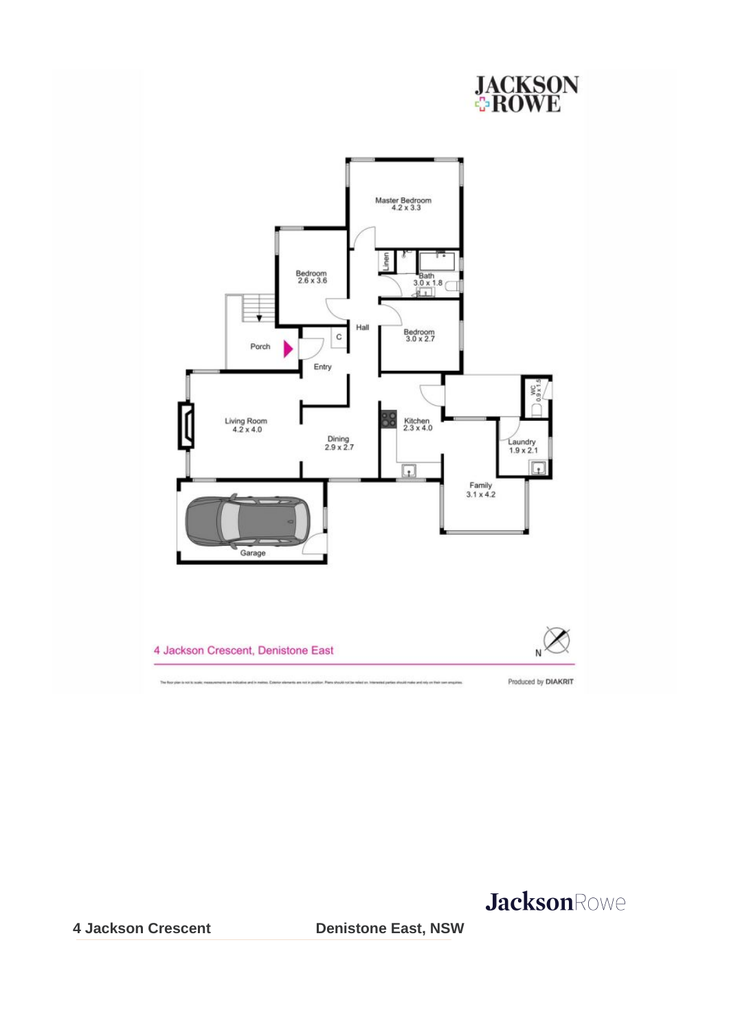JACKSON ROWE

Master Bedroom
4.2 x 3.3

Linen

Bath
3.0 x 1.8

Bedroom
2.6 x 3.6

Hall

C

Bedroom
3.0 x 2.7

Porch

Entry

WC
0.9 x 1.5

Living Room
4.2 x 4.0

Kitchen
2.3 x 4.0

Dining
2.9 x 2.7

Laundry
1.9 x 2.1

Family
3.1 x 4.2

Garage

N

4 Jackson Crescent, Denistone East

The floor plan is not to scale, measurements are indicative and in metres. Exterior elements are not in position. Plans should not be relied on. Interested parties should make and rely on their own enquiries.

Produced by DIAKRIT

JacksonRowe

**4 Jackson Crescent** **Denistone East, NSW**